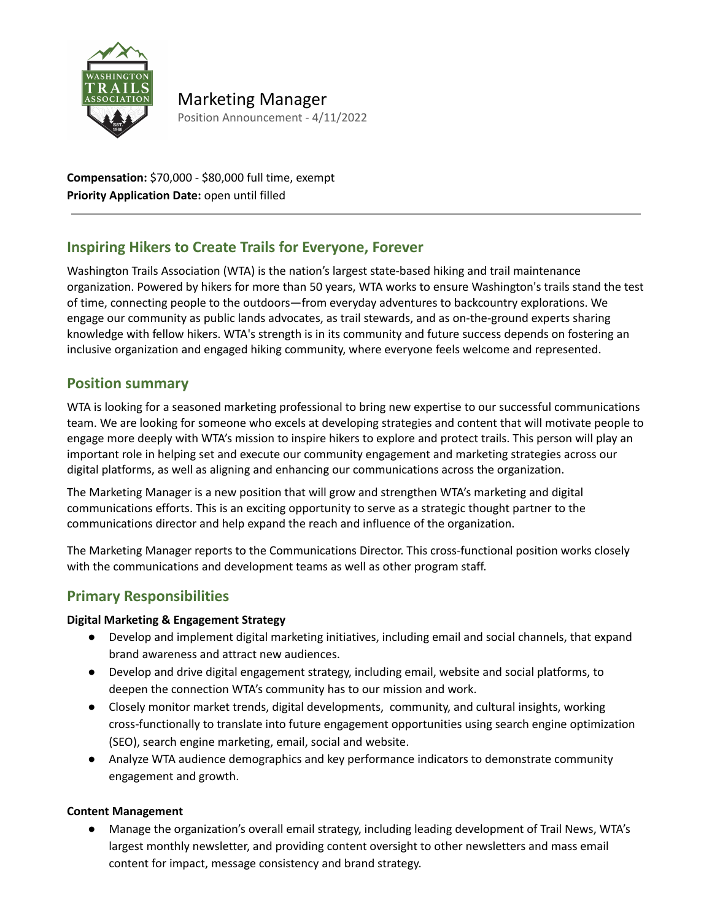# Marketing Manager

Position Announcement - 4/11/2022

**Compensation:** $70,000 - $80,000 full time, exempt
**Priority Application Date:** open until filled

---

## Inspiring Hikers to Create Trails for Everyone, Forever

Washington Trails Association (WTA) is the nation's largest state-based hiking and trail maintenance organization. Powered by hikers for more than 50 years, WTA works to ensure Washington's trails stand the test of time, connecting people to the outdoors—from everyday adventures to backcountry explorations. We engage our community as public lands advocates, as trail stewards, and as on-the-ground experts sharing knowledge with fellow hikers. WTA's strength is in its community and future success depends on fostering an inclusive organization and engaged hiking community, where everyone feels welcome and represented.

## Position summary

WTA is looking for a seasoned marketing professional to bring new expertise to our successful communications team. We are looking for someone who excels at developing strategies and content that will motivate people to engage more deeply with WTA's mission to inspire hikers to explore and protect trails. This person will play an important role in helping set and execute our community engagement and marketing strategies across our digital platforms, as well as aligning and enhancing our communications across the organization.

The Marketing Manager is a new position that will grow and strengthen WTA's marketing and digital communications efforts. This is an exciting opportunity to serve as a strategic thought partner to the communications director and help expand the reach and influence of the organization.

The Marketing Manager reports to the Communications Director. This cross-functional position works closely with the communications and development teams as well as other program staff.

## Primary Responsibilities

**Digital Marketing & Engagement Strategy**

- Develop and implement digital marketing initiatives, including email and social channels, that expand brand awareness and attract new audiences.
- Develop and drive digital engagement strategy, including email, website and social platforms, to deepen the connection WTA's community has to our mission and work.
- Closely monitor market trends, digital developments, community, and cultural insights, working cross-functionally to translate into future engagement opportunities using search engine optimization (SEO), search engine marketing, email, social and website.
- Analyze WTA audience demographics and key performance indicators to demonstrate community engagement and growth.

**Content Management**

- Manage the organization's overall email strategy, including leading development of Trail News, WTA's largest monthly newsletter, and providing content oversight to other newsletters and mass email content for impact, message consistency and brand strategy.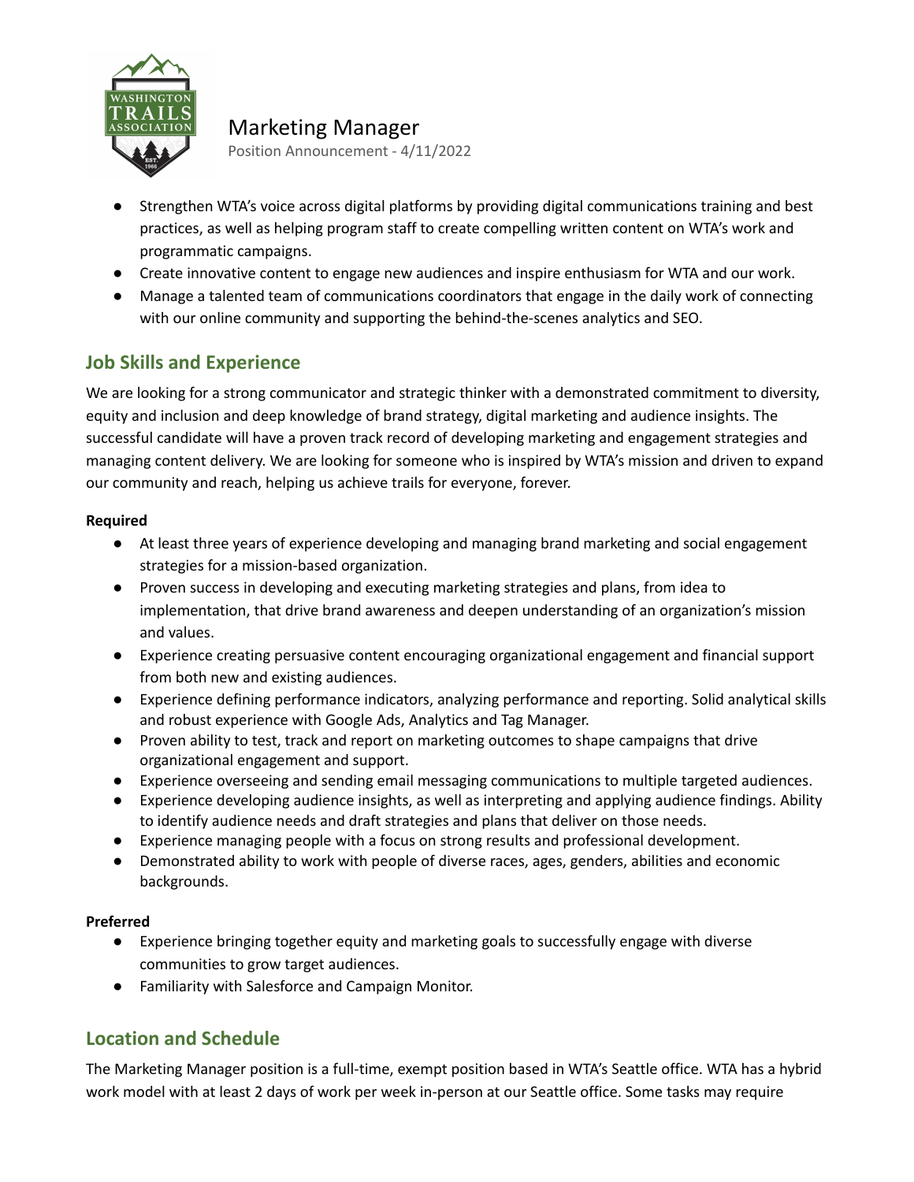# Marketing Manager

Position Announcement - 4/11/2022

- Strengthen WTA's voice across digital platforms by providing digital communications training and best practices, as well as helping program staff to create compelling written content on WTA's work and programmatic campaigns.
- Create innovative content to engage new audiences and inspire enthusiasm for WTA and our work.
- Manage a talented team of communications coordinators that engage in the daily work of connecting with our online community and supporting the behind-the-scenes analytics and SEO.

## Job Skills and Experience

We are looking for a strong communicator and strategic thinker with a demonstrated commitment to diversity, equity and inclusion and deep knowledge of brand strategy, digital marketing and audience insights. The successful candidate will have a proven track record of developing marketing and engagement strategies and managing content delivery. We are looking for someone who is inspired by WTA's mission and driven to expand our community and reach, helping us achieve trails for everyone, forever.

**Required**

- At least three years of experience developing and managing brand marketing and social engagement strategies for a mission-based organization.
- Proven success in developing and executing marketing strategies and plans, from idea to implementation, that drive brand awareness and deepen understanding of an organization's mission and values.
- Experience creating persuasive content encouraging organizational engagement and financial support from both new and existing audiences.
- Experience defining performance indicators, analyzing performance and reporting. Solid analytical skills and robust experience with Google Ads, Analytics and Tag Manager.
- Proven ability to test, track and report on marketing outcomes to shape campaigns that drive organizational engagement and support.
- Experience overseeing and sending email messaging communications to multiple targeted audiences.
- Experience developing audience insights, as well as interpreting and applying audience findings. Ability to identify audience needs and draft strategies and plans that deliver on those needs.
- Experience managing people with a focus on strong results and professional development.
- Demonstrated ability to work with people of diverse races, ages, genders, abilities and economic backgrounds.

**Preferred**

- Experience bringing together equity and marketing goals to successfully engage with diverse communities to grow target audiences.
- Familiarity with Salesforce and Campaign Monitor.

## Location and Schedule

The Marketing Manager position is a full-time, exempt position based in WTA's Seattle office. WTA has a hybrid work model with at least 2 days of work per week in-person at our Seattle office. Some tasks may require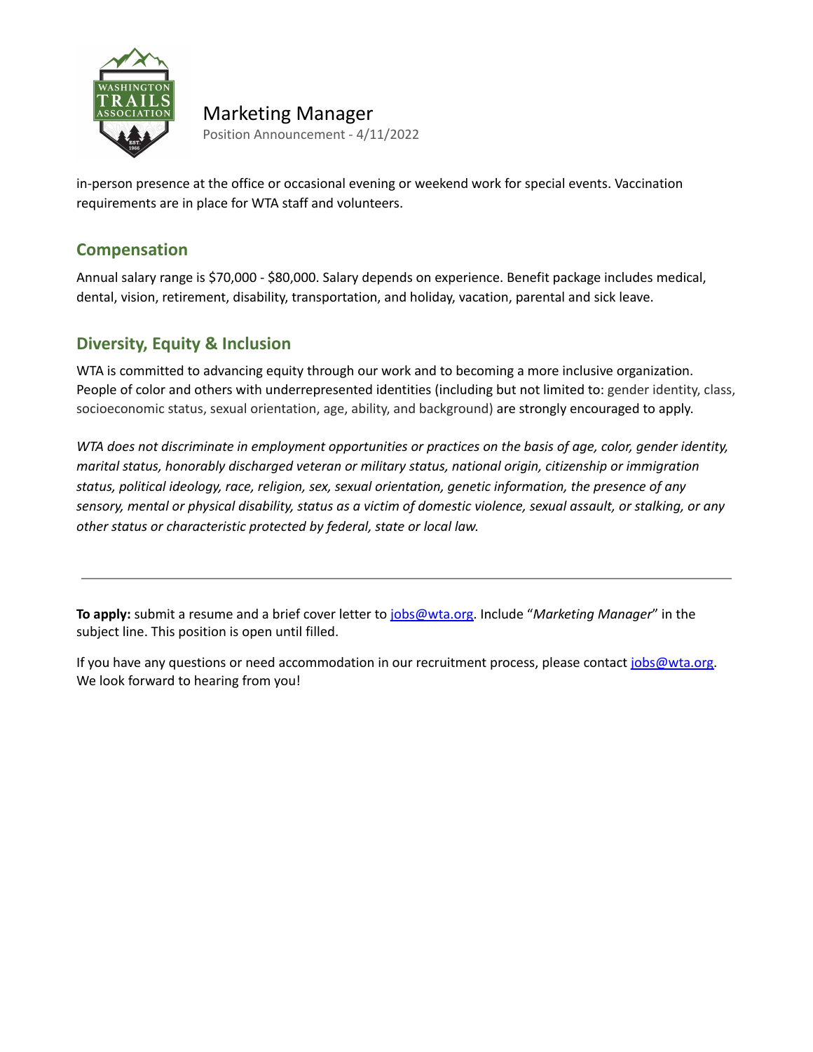in-person presence at the office or occasional evening or weekend work for special events. Vaccination requirements are in place for WTA staff and volunteers.

## Compensation

Annual salary range is $70,000 - $80,000. Salary depends on experience. Benefit package includes medical, dental, vision, retirement, disability, transportation, and holiday, vacation, parental and sick leave.

## Diversity, Equity & Inclusion

WTA is committed to advancing equity through our work and to becoming a more inclusive organization. People of color and others with underrepresented identities (including but not limited to: gender identity, class, socioeconomic status, sexual orientation, age, ability, and background) are strongly encouraged to apply.

*WTA does not discriminate in employment opportunities or practices on the basis of age, color, gender identity, marital status, honorably discharged veteran or military status, national origin, citizenship or immigration status, political ideology, race, religion, sex, sexual orientation, genetic information, the presence of any sensory, mental or physical disability, status as a victim of domestic violence, sexual assault, or stalking, or any other status or characteristic protected by federal, state or local law.*

---

**To apply:** submit a resume and a brief cover letter to jobs@wta.org. Include "*Marketing Manager*" in the subject line. This position is open until filled.

If you have any questions or need accommodation in our recruitment process, please contact jobs@wta.org. We look forward to hearing from you!